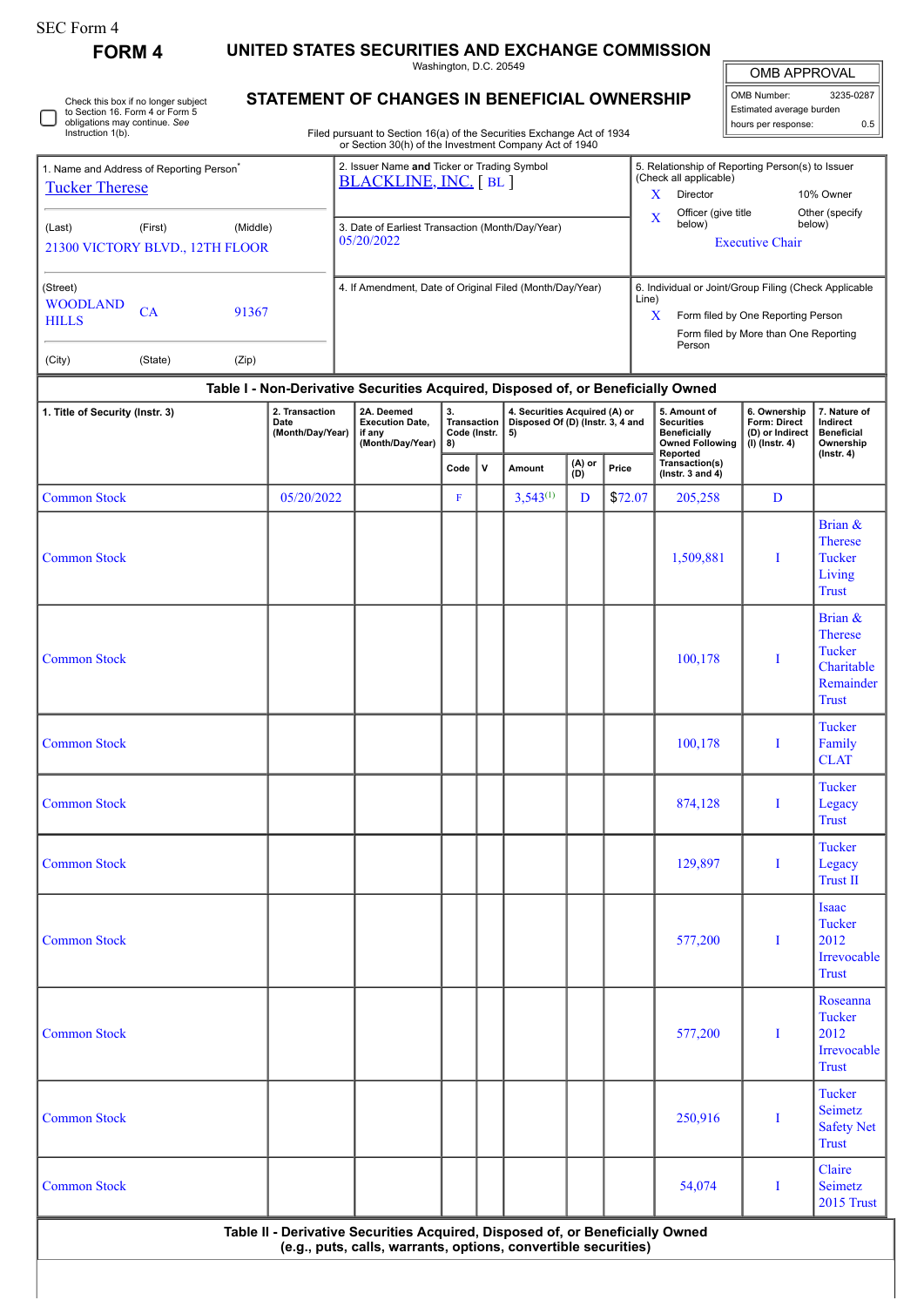SEC Form 4

**FORM 4**

# UNITED STATES SECURITIES AND EXCHANGE COMMISSION

Washington, D.C. 20549

## STATEMENT OF CHANGES IN BENEFICIAL OWNERSHIP

Filed pursuant to Section 16(a) of the Securities Exchange Act of 1934 or Section 30(h) of the Investment Company Act of 1940

☐ Check this box if no longer subject to Section 16. Form 4 or Form 5 obligations may continue. *See* Instruction 1(b).

| OMB APPROVAL | |
|---|---|
| OMB Number: | 3235-0287 |
| Estimated average burden | |
| hours per response: | 0.5 |

1. Name and Address of Reporting Person*
Tucker Therese

(Last) (First) (Middle)
21300 VICTORY BLVD., 12TH FLOOR

(Street)
WOODLAND HILLS CA 91367

(City) (State) (Zip)

2. Issuer Name **and** Ticker or Trading Symbol
BLACKLINE, INC. [ BL ]

3. Date of Earliest Transaction (Month/Day/Year)
05/20/2022

4. If Amendment, Date of Original Filed (Month/Day/Year)

5. Relationship of Reporting Person(s) to Issuer (Check all applicable)
X Director
10% Owner
X Officer (give title below)
Other (specify below)
Executive Chair

6. Individual or Joint/Group Filing (Check Applicable Line)
X Form filed by One Reporting Person
Form filed by More than One Reporting Person

### Table I - Non-Derivative Securities Acquired, Disposed of, or Beneficially Owned

| 1. Title of Security (Instr. 3) | 2. Transaction Date (Month/Day/Year) | 2A. Deemed Execution Date, if any (Month/Day/Year) | 3. Transaction Code (Instr. 8) | | 4. Securities Acquired (A) or Disposed Of (D) (Instr. 3, 4 and 5) | | | 5. Amount of Securities Beneficially Owned Following Reported Transaction(s) (Instr. 3 and 4) | 6. Ownership Form: Direct (D) or Indirect (I) (Instr. 4) | 7. Nature of Indirect Beneficial Ownership (Instr. 4) |
|---|---|---|---|---|---|---|---|---|---|---|
| | | | Code | V | Amount | (A) or (D) | Price | | | |
| Common Stock | 05/20/2022 | | F | | 3,543[1] | D | $72.07 | 205,258 | D | |
| Common Stock | | | | | | | | 1,509,881 | I | Brian & Therese Tucker Living Trust |
| Common Stock | | | | | | | | 100,178 | I | Brian & Therese Tucker Charitable Remainder Trust |
| Common Stock | | | | | | | | 100,178 | I | Tucker Family CLAT |
| Common Stock | | | | | | | | 874,128 | I | Tucker Legacy Trust |
| Common Stock | | | | | | | | 129,897 | I | Tucker Legacy Trust II |
| Common Stock | | | | | | | | 577,200 | I | Isaac Tucker 2012 Irrevocable Trust |
| Common Stock | | | | | | | | 577,200 | I | Roseanna Tucker 2012 Irrevocable Trust |
| Common Stock | | | | | | | | 250,916 | I | Tucker Seimetz Safety Net Trust |
| Common Stock | | | | | | | | 54,074 | I | Claire Seimetz 2015 Trust |

### Table II - Derivative Securities Acquired, Disposed of, or Beneficially Owned (e.g., puts, calls, warrants, options, convertible securities)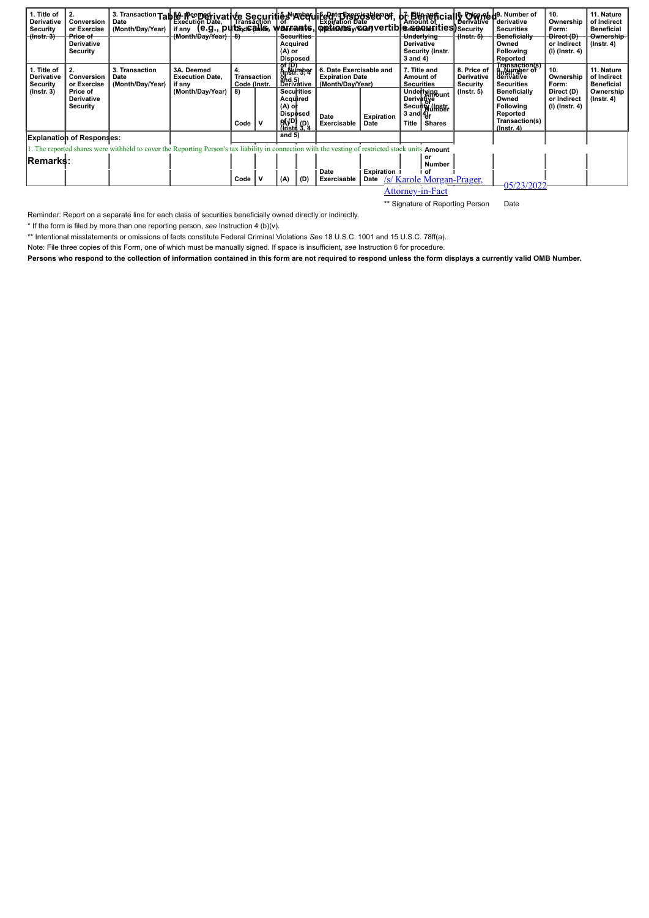## Table II - Derivative Securities Acquired, Disposed of, or Beneficially Owned (e.g., puts, calls, warrants, options, convertible securities)

| 1. Title of Derivative Security (Instr. 3) | 2. Conversion or Exercise Price of Derivative Security | 3. Transaction Date (Month/Day/Year) | 3A. Deemed Execution Date, if any (Month/Day/Year) | 4. Transaction Code (Instr. 8) | | 5. Number of Derivative Securities Acquired (A) or Disposed of (D) (Instr. 3, 4 and 5) | | 6. Date Exercisable and Expiration Date (Month/Day/Year) | | 7. Title and Amount of Securities Underlying Derivative Security (Instr. 3 and 4) | | 8. Price of Derivative Security (Instr. 5) | 9. Number of derivative Securities Beneficially Owned Following Reported Transaction(s) (Instr. 4) | 10. Ownership Form: Direct (D) or Indirect (I) (Instr. 4) | 11. Nature of Indirect Beneficial Ownership (Instr. 4) |
|---|---|---|---|---|---|---|---|---|---|---|---|---|---|---|---|
| | | | | Code | V | (A) | (D) | Date Exercisable | Expiration Date | Title | Amount or Number of Shares | | | | |

**Explanation of Responses:**

1. The reported shares were withheld to cover the Reporting Person's tax liability in connection with the vesting of restricted stock units.

**Remarks:**

/s/ Karole Morgan-Prager, Attorney-in-Fact 05/23/2022

** Signature of Reporting Person Date

Reminder: Report on a separate line for each class of securities beneficially owned directly or indirectly.

* If the form is filed by more than one reporting person, *see* Instruction 4 (b)(v).

** Intentional misstatements or omissions of facts constitute Federal Criminal Violations *See* 18 U.S.C. 1001 and 15 U.S.C. 78ff(a).

Note: File three copies of this Form, one of which must be manually signed. If space is insufficient, *see* Instruction 6 for procedure.

**Persons who respond to the collection of information contained in this form are not required to respond unless the form displays a currently valid OMB Number.**